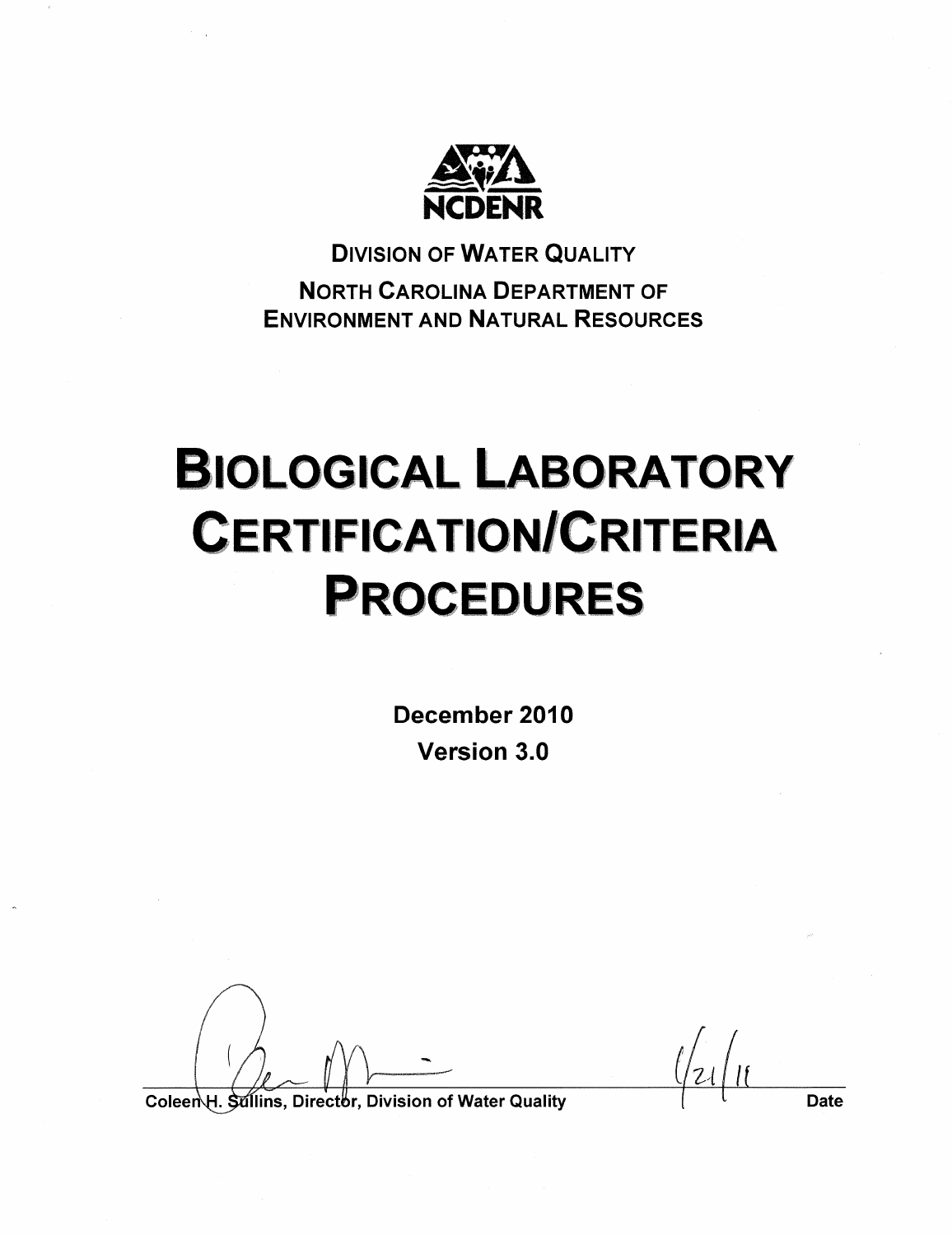NCDENR

DIVISION OF WATER QUALITY

NORTH CAROLINA DEPARTMENT OF ENVIRONMENT AND NATURAL RESOURCES

# BIOLOGICAL LABORATORY CERTIFICATION/CRITERIA PROCEDURES

**December 2010**

**Version 3.0**

Coleen H. Sullins, Director, Division of Water Quality — 1/21/11

Date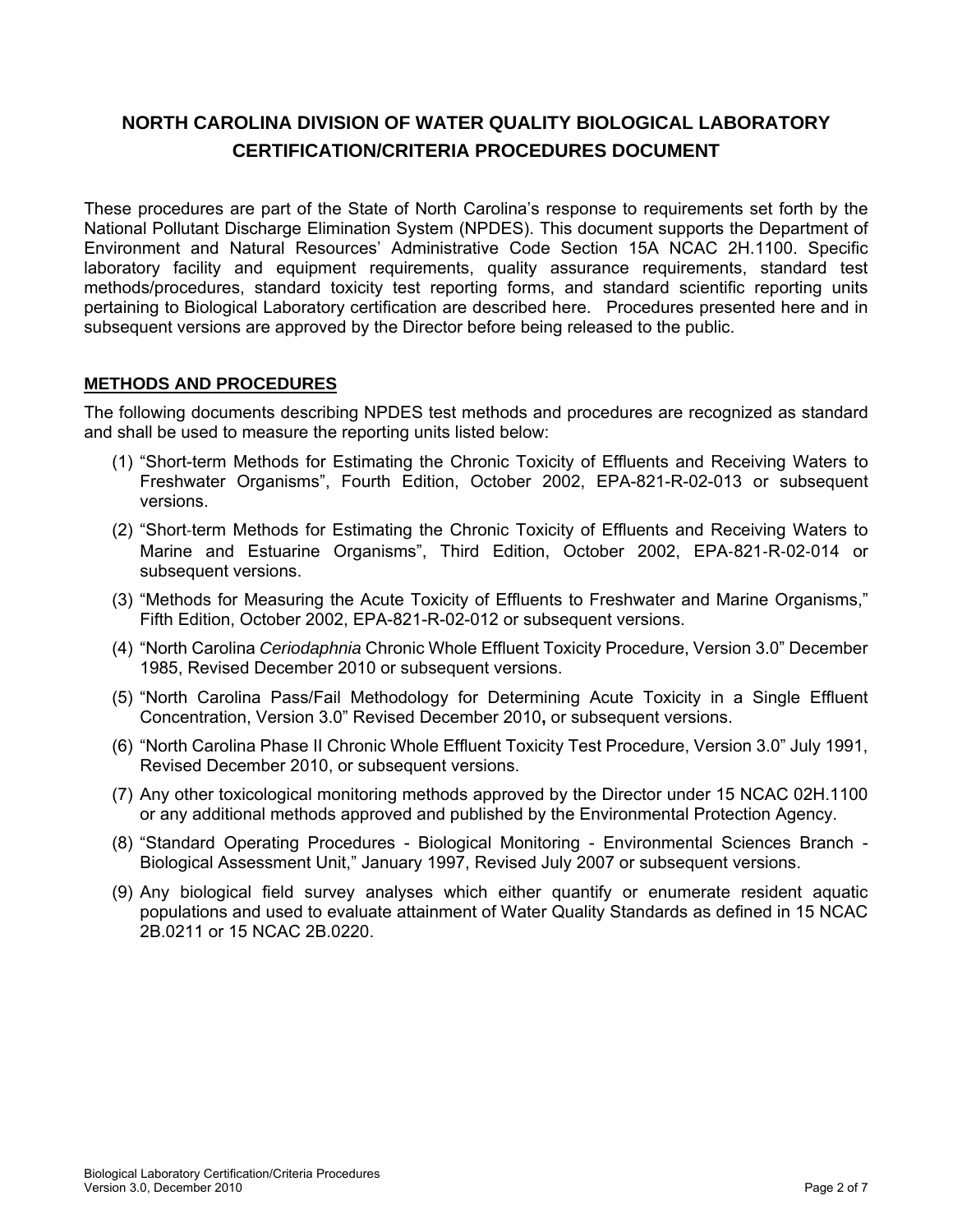# NORTH CAROLINA DIVISION OF WATER QUALITY BIOLOGICAL LABORATORY CERTIFICATION/CRITERIA PROCEDURES DOCUMENT

These procedures are part of the State of North Carolina's response to requirements set forth by the National Pollutant Discharge Elimination System (NPDES). This document supports the Department of Environment and Natural Resources' Administrative Code Section 15A NCAC 2H.1100. Specific laboratory facility and equipment requirements, quality assurance requirements, standard test methods/procedures, standard toxicity test reporting forms, and standard scientific reporting units pertaining to Biological Laboratory certification are described here. Procedures presented here and in subsequent versions are approved by the Director before being released to the public.

## METHODS AND PROCEDURES

The following documents describing NPDES test methods and procedures are recognized as standard and shall be used to measure the reporting units listed below:

(1) "Short-term Methods for Estimating the Chronic Toxicity of Effluents and Receiving Waters to Freshwater Organisms", Fourth Edition, October 2002, EPA-821-R-02-013 or subsequent versions.

(2) "Short-term Methods for Estimating the Chronic Toxicity of Effluents and Receiving Waters to Marine and Estuarine Organisms", Third Edition, October 2002, EPA-821-R-02-014 or subsequent versions.

(3) "Methods for Measuring the Acute Toxicity of Effluents to Freshwater and Marine Organisms," Fifth Edition, October 2002, EPA-821-R-02-012 or subsequent versions.

(4) "North Carolina *Ceriodaphnia* Chronic Whole Effluent Toxicity Procedure, Version 3.0" December 1985, Revised December 2010 or subsequent versions.

(5) "North Carolina Pass/Fail Methodology for Determining Acute Toxicity in a Single Effluent Concentration, Version 3.0" Revised December 2010**,** or subsequent versions.

(6) "North Carolina Phase II Chronic Whole Effluent Toxicity Test Procedure, Version 3.0" July 1991, Revised December 2010, or subsequent versions.

(7) Any other toxicological monitoring methods approved by the Director under 15 NCAC 02H.1100 or any additional methods approved and published by the Environmental Protection Agency.

(8) "Standard Operating Procedures - Biological Monitoring - Environmental Sciences Branch - Biological Assessment Unit," January 1997, Revised July 2007 or subsequent versions.

(9) Any biological field survey analyses which either quantify or enumerate resident aquatic populations and used to evaluate attainment of Water Quality Standards as defined in 15 NCAC 2B.0211 or 15 NCAC 2B.0220.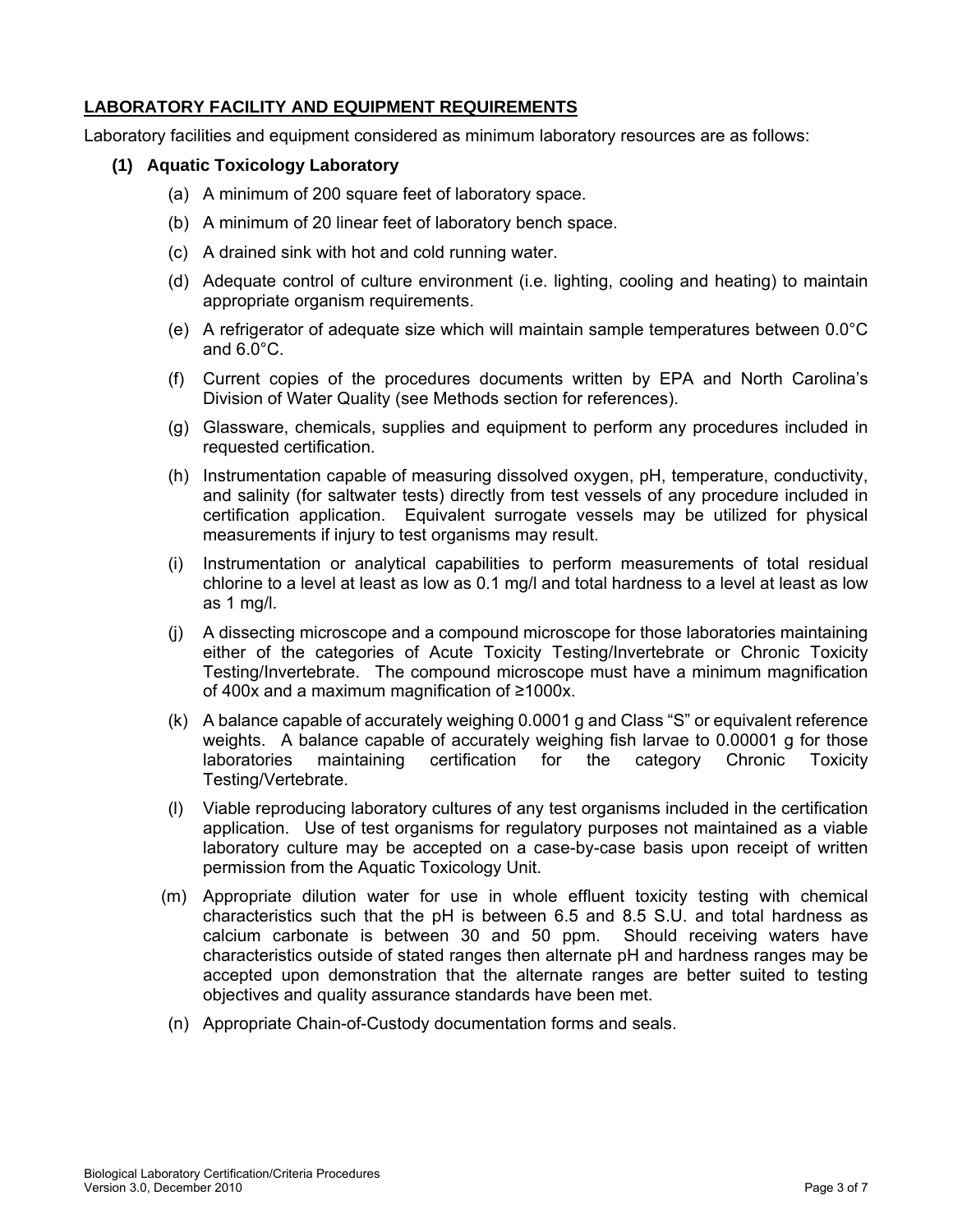## LABORATORY FACILITY AND EQUIPMENT REQUIREMENTS

Laboratory facilities and equipment considered as minimum laboratory resources are as follows:

### (1) Aquatic Toxicology Laboratory

(a) A minimum of 200 square feet of laboratory space.

(b) A minimum of 20 linear feet of laboratory bench space.

(c) A drained sink with hot and cold running water.

(d) Adequate control of culture environment (i.e. lighting, cooling and heating) to maintain appropriate organism requirements.

(e) A refrigerator of adequate size which will maintain sample temperatures between 0.0°C and 6.0°C.

(f) Current copies of the procedures documents written by EPA and North Carolina's Division of Water Quality (see Methods section for references).

(g) Glassware, chemicals, supplies and equipment to perform any procedures included in requested certification.

(h) Instrumentation capable of measuring dissolved oxygen, pH, temperature, conductivity, and salinity (for saltwater tests) directly from test vessels of any procedure included in certification application. Equivalent surrogate vessels may be utilized for physical measurements if injury to test organisms may result.

(i) Instrumentation or analytical capabilities to perform measurements of total residual chlorine to a level at least as low as 0.1 mg/l and total hardness to a level at least as low as 1 mg/l.

(j) A dissecting microscope and a compound microscope for those laboratories maintaining either of the categories of Acute Toxicity Testing/Invertebrate or Chronic Toxicity Testing/Invertebrate. The compound microscope must have a minimum magnification of 400x and a maximum magnification of ≥1000x.

(k) A balance capable of accurately weighing 0.0001 g and Class "S" or equivalent reference weights. A balance capable of accurately weighing fish larvae to 0.00001 g for those laboratories maintaining certification for the category Chronic Toxicity Testing/Vertebrate.

(l) Viable reproducing laboratory cultures of any test organisms included in the certification application. Use of test organisms for regulatory purposes not maintained as a viable laboratory culture may be accepted on a case-by-case basis upon receipt of written permission from the Aquatic Toxicology Unit.

(m) Appropriate dilution water for use in whole effluent toxicity testing with chemical characteristics such that the pH is between 6.5 and 8.5 S.U. and total hardness as calcium carbonate is between 30 and 50 ppm. Should receiving waters have characteristics outside of stated ranges then alternate pH and hardness ranges may be accepted upon demonstration that the alternate ranges are better suited to testing objectives and quality assurance standards have been met.

(n) Appropriate Chain-of-Custody documentation forms and seals.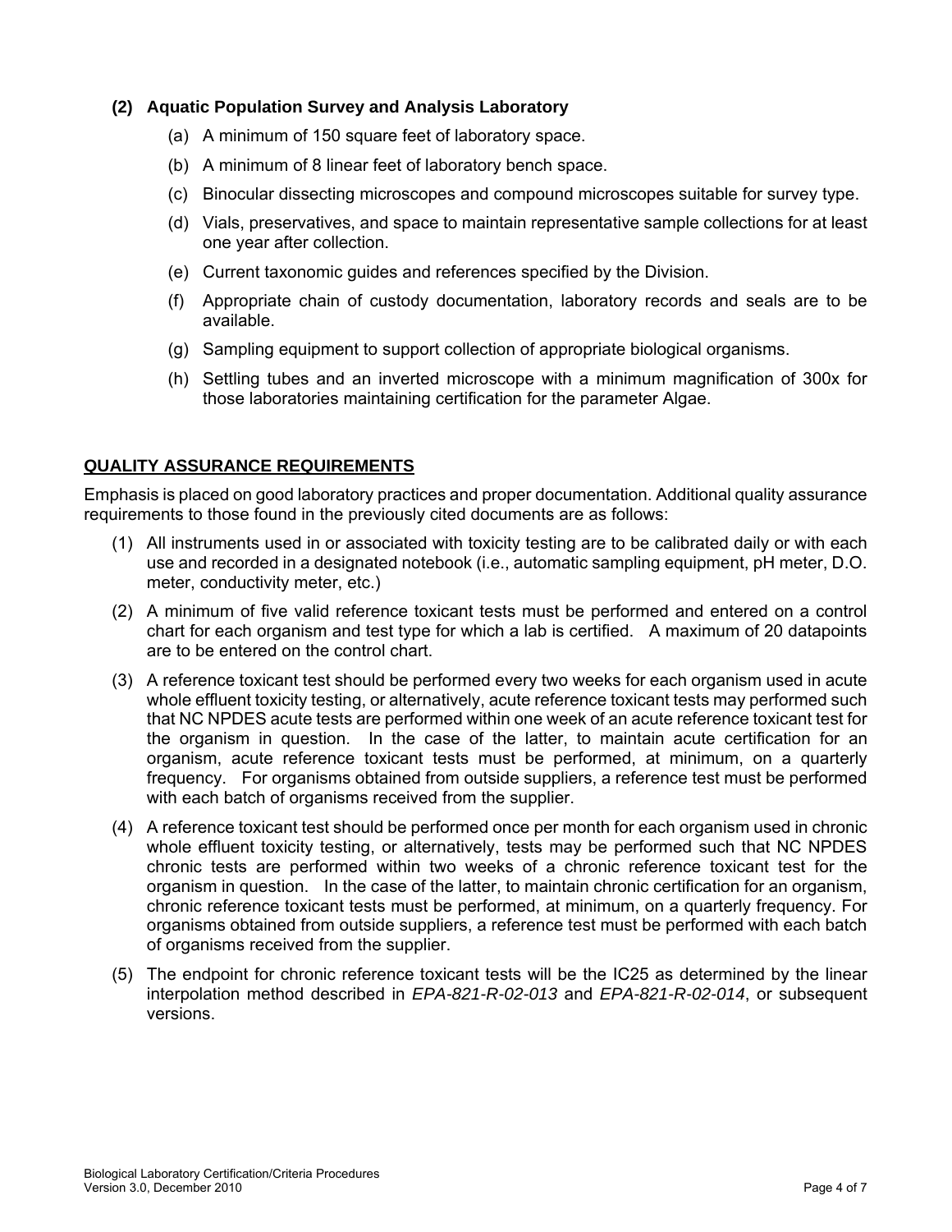**(2) Aquatic Population Survey and Analysis Laboratory**

(a) A minimum of 150 square feet of laboratory space.

(b) A minimum of 8 linear feet of laboratory bench space.

(c) Binocular dissecting microscopes and compound microscopes suitable for survey type.

(d) Vials, preservatives, and space to maintain representative sample collections for at least one year after collection.

(e) Current taxonomic guides and references specified by the Division.

(f) Appropriate chain of custody documentation, laboratory records and seals are to be available.

(g) Sampling equipment to support collection of appropriate biological organisms.

(h) Settling tubes and an inverted microscope with a minimum magnification of 300x for those laboratories maintaining certification for the parameter Algae.

## QUALITY ASSURANCE REQUIREMENTS

Emphasis is placed on good laboratory practices and proper documentation. Additional quality assurance requirements to those found in the previously cited documents are as follows:

(1) All instruments used in or associated with toxicity testing are to be calibrated daily or with each use and recorded in a designated notebook (i.e., automatic sampling equipment, pH meter, D.O. meter, conductivity meter, etc.)

(2) A minimum of five valid reference toxicant tests must be performed and entered on a control chart for each organism and test type for which a lab is certified. A maximum of 20 datapoints are to be entered on the control chart.

(3) A reference toxicant test should be performed every two weeks for each organism used in acute whole effluent toxicity testing, or alternatively, acute reference toxicant tests may performed such that NC NPDES acute tests are performed within one week of an acute reference toxicant test for the organism in question. In the case of the latter, to maintain acute certification for an organism, acute reference toxicant tests must be performed, at minimum, on a quarterly frequency. For organisms obtained from outside suppliers, a reference test must be performed with each batch of organisms received from the supplier.

(4) A reference toxicant test should be performed once per month for each organism used in chronic whole effluent toxicity testing, or alternatively, tests may be performed such that NC NPDES chronic tests are performed within two weeks of a chronic reference toxicant test for the organism in question. In the case of the latter, to maintain chronic certification for an organism, chronic reference toxicant tests must be performed, at minimum, on a quarterly frequency. For organisms obtained from outside suppliers, a reference test must be performed with each batch of organisms received from the supplier.

(5) The endpoint for chronic reference toxicant tests will be the IC25 as determined by the linear interpolation method described in *EPA-821-R-02-013* and *EPA-821-R-02-014*, or subsequent versions.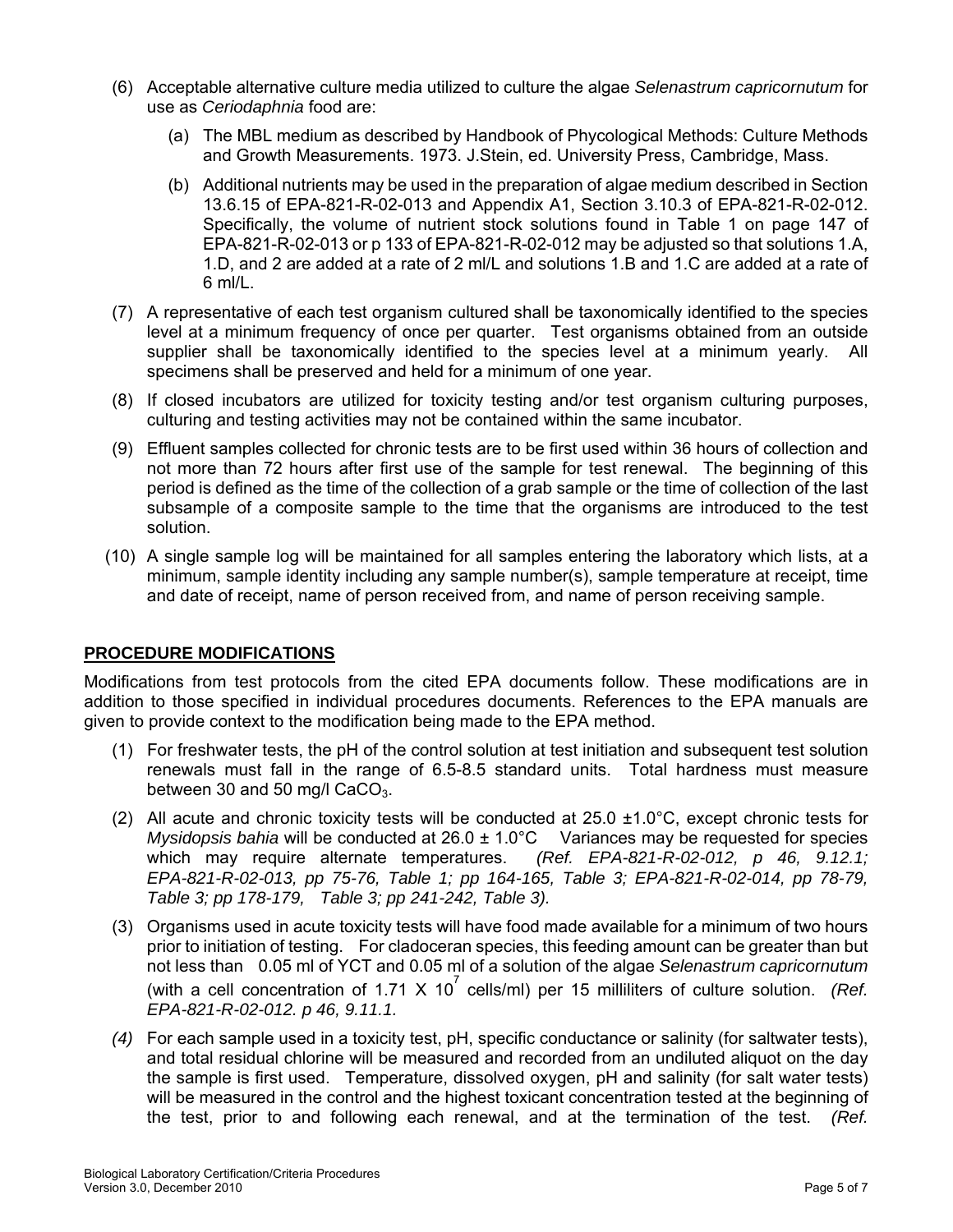(6) Acceptable alternative culture media utilized to culture the algae *Selenastrum capricornutum* for use as *Ceriodaphnia* food are:

   (a) The MBL medium as described by Handbook of Phycological Methods: Culture Methods and Growth Measurements. 1973. J.Stein, ed. University Press, Cambridge, Mass.

   (b) Additional nutrients may be used in the preparation of algae medium described in Section 13.6.15 of EPA-821-R-02-013 and Appendix A1, Section 3.10.3 of EPA-821-R-02-012. Specifically, the volume of nutrient stock solutions found in Table 1 on page 147 of EPA-821-R-02-013 or p 133 of EPA-821-R-02-012 may be adjusted so that solutions 1.A, 1.D, and 2 are added at a rate of 2 ml/L and solutions 1.B and 1.C are added at a rate of 6 ml/L.

(7) A representative of each test organism cultured shall be taxonomically identified to the species level at a minimum frequency of once per quarter. Test organisms obtained from an outside supplier shall be taxonomically identified to the species level at a minimum yearly. All specimens shall be preserved and held for a minimum of one year.

(8) If closed incubators are utilized for toxicity testing and/or test organism culturing purposes, culturing and testing activities may not be contained within the same incubator.

(9) Effluent samples collected for chronic tests are to be first used within 36 hours of collection and not more than 72 hours after first use of the sample for test renewal. The beginning of this period is defined as the time of the collection of a grab sample or the time of collection of the last subsample of a composite sample to the time that the organisms are introduced to the test solution.

(10) A single sample log will be maintained for all samples entering the laboratory which lists, at a minimum, sample identity including any sample number(s), sample temperature at receipt, time and date of receipt, name of person received from, and name of person receiving sample.

## PROCEDURE MODIFICATIONS

Modifications from test protocols from the cited EPA documents follow. These modifications are in addition to those specified in individual procedures documents. References to the EPA manuals are given to provide context to the modification being made to the EPA method.

(1) For freshwater tests, the pH of the control solution at test initiation and subsequent test solution renewals must fall in the range of 6.5-8.5 standard units. Total hardness must measure between 30 and 50 mg/l $CaCO_3$.

(2) All acute and chronic toxicity tests will be conducted at 25.0 ±1.0°C, except chronic tests for *Mysidopsis bahia* will be conducted at 26.0 ± 1.0°C Variances may be requested for species which may require alternate temperatures. *(Ref. EPA-821-R-02-012, p 46, 9.12.1; EPA-821-R-02-013, pp 75-76, Table 1; pp 164-165, Table 3; EPA-821-R-02-014, pp 78-79, Table 3; pp 178-179, Table 3; pp 241-242, Table 3).*

(3) Organisms used in acute toxicity tests will have food made available for a minimum of two hours prior to initiation of testing. For cladoceran species, this feeding amount can be greater than but not less than 0.05 ml of YCT and 0.05 ml of a solution of the algae *Selenastrum capricornutum* (with a cell concentration of $1.71 \times 10^7$ cells/ml) per 15 milliliters of culture solution. *(Ref. EPA-821-R-02-012. p 46, 9.11.1.*

*(4)* For each sample used in a toxicity test, pH, specific conductance or salinity (for saltwater tests), and total residual chlorine will be measured and recorded from an undiluted aliquot on the day the sample is first used. Temperature, dissolved oxygen, pH and salinity (for salt water tests) will be measured in the control and the highest toxicant concentration tested at the beginning of the test, prior to and following each renewal, and at the termination of the test. *(Ref.*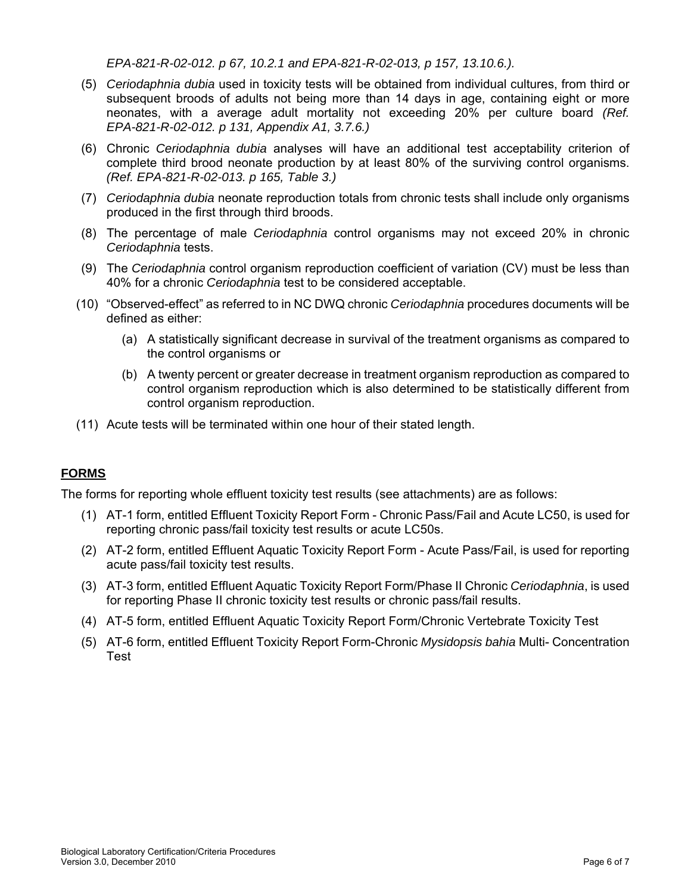*EPA-821-R-02-012. p 67, 10.2.1 and EPA-821-R-02-013, p 157, 13.10.6.).*

(5) *Ceriodaphnia dubia* used in toxicity tests will be obtained from individual cultures, from third or subsequent broods of adults not being more than 14 days in age, containing eight or more neonates, with a average adult mortality not exceeding 20% per culture board *(Ref. EPA-821-R-02-012. p 131, Appendix A1, 3.7.6.)*

(6) Chronic *Ceriodaphnia dubia* analyses will have an additional test acceptability criterion of complete third brood neonate production by at least 80% of the surviving control organisms. *(Ref. EPA-821-R-02-013. p 165, Table 3.)*

(7) *Ceriodaphnia dubia* neonate reproduction totals from chronic tests shall include only organisms produced in the first through third broods.

(8) The percentage of male *Ceriodaphnia* control organisms may not exceed 20% in chronic *Ceriodaphnia* tests.

(9) The *Ceriodaphnia* control organism reproduction coefficient of variation (CV) must be less than 40% for a chronic *Ceriodaphnia* test to be considered acceptable.

(10) "Observed-effect" as referred to in NC DWQ chronic *Ceriodaphnia* procedures documents will be defined as either:

   (a) A statistically significant decrease in survival of the treatment organisms as compared to the control organisms or

   (b) A twenty percent or greater decrease in treatment organism reproduction as compared to control organism reproduction which is also determined to be statistically different from control organism reproduction.

(11) Acute tests will be terminated within one hour of their stated length.

## FORMS

The forms for reporting whole effluent toxicity test results (see attachments) are as follows:

(1) AT-1 form, entitled Effluent Toxicity Report Form - Chronic Pass/Fail and Acute LC50, is used for reporting chronic pass/fail toxicity test results or acute LC50s.

(2) AT-2 form, entitled Effluent Aquatic Toxicity Report Form - Acute Pass/Fail, is used for reporting acute pass/fail toxicity test results.

(3) AT-3 form, entitled Effluent Aquatic Toxicity Report Form/Phase II Chronic *Ceriodaphnia*, is used for reporting Phase II chronic toxicity test results or chronic pass/fail results.

(4) AT-5 form, entitled Effluent Aquatic Toxicity Report Form/Chronic Vertebrate Toxicity Test

(5) AT-6 form, entitled Effluent Toxicity Report Form-Chronic *Mysidopsis bahia* Multi- Concentration Test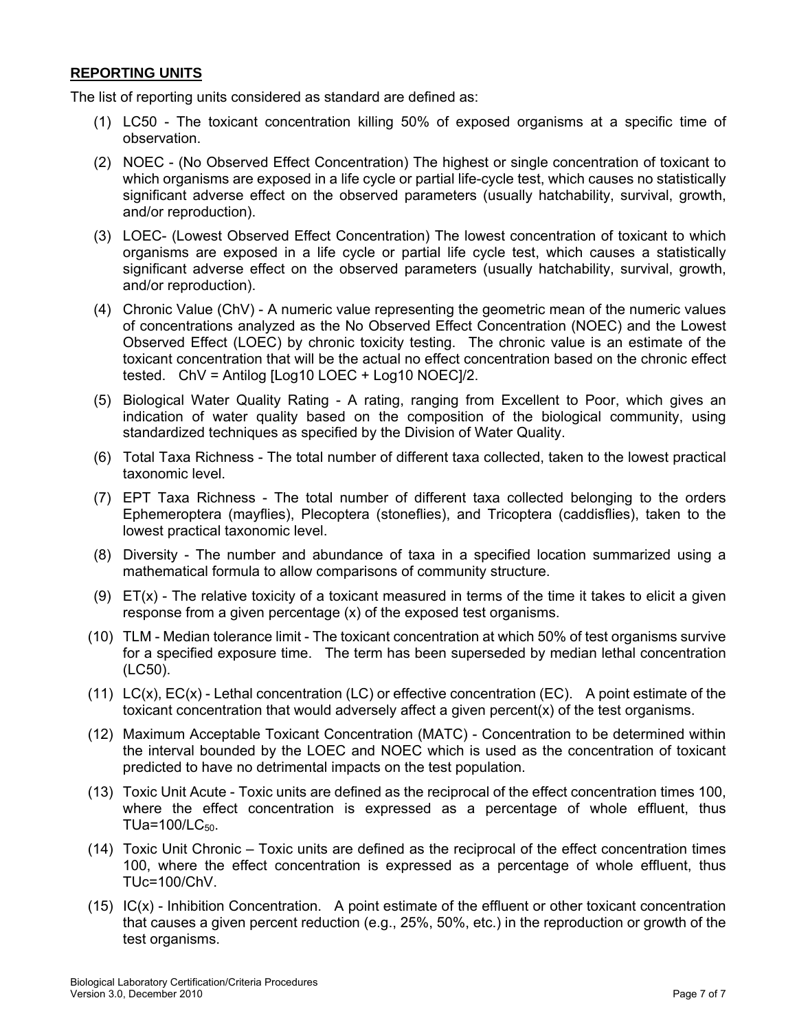**REPORTING UNITS**

The list of reporting units considered as standard are defined as:

(1) LC50 - The toxicant concentration killing 50% of exposed organisms at a specific time of observation.

(2) NOEC - (No Observed Effect Concentration) The highest or single concentration of toxicant to which organisms are exposed in a life cycle or partial life-cycle test, which causes no statistically significant adverse effect on the observed parameters (usually hatchability, survival, growth, and/or reproduction).

(3) LOEC- (Lowest Observed Effect Concentration) The lowest concentration of toxicant to which organisms are exposed in a life cycle or partial life cycle test, which causes a statistically significant adverse effect on the observed parameters (usually hatchability, survival, growth, and/or reproduction).

(4) Chronic Value (ChV) - A numeric value representing the geometric mean of the numeric values of concentrations analyzed as the No Observed Effect Concentration (NOEC) and the Lowest Observed Effect (LOEC) by chronic toxicity testing. The chronic value is an estimate of the toxicant concentration that will be the actual no effect concentration based on the chronic effect tested. ChV = Antilog [Log10 LOEC + Log10 NOEC]/2.

(5) Biological Water Quality Rating - A rating, ranging from Excellent to Poor, which gives an indication of water quality based on the composition of the biological community, using standardized techniques as specified by the Division of Water Quality.

(6) Total Taxa Richness - The total number of different taxa collected, taken to the lowest practical taxonomic level.

(7) EPT Taxa Richness - The total number of different taxa collected belonging to the orders Ephemeroptera (mayflies), Plecoptera (stoneflies), and Tricoptera (caddisflies), taken to the lowest practical taxonomic level.

(8) Diversity - The number and abundance of taxa in a specified location summarized using a mathematical formula to allow comparisons of community structure.

(9) ET(x) - The relative toxicity of a toxicant measured in terms of the time it takes to elicit a given response from a given percentage (x) of the exposed test organisms.

(10) TLM - Median tolerance limit - The toxicant concentration at which 50% of test organisms survive for a specified exposure time. The term has been superseded by median lethal concentration (LC50).

(11) LC(x), EC(x) - Lethal concentration (LC) or effective concentration (EC). A point estimate of the toxicant concentration that would adversely affect a given percent(x) of the test organisms.

(12) Maximum Acceptable Toxicant Concentration (MATC) - Concentration to be determined within the interval bounded by the LOEC and NOEC which is used as the concentration of toxicant predicted to have no detrimental impacts on the test population.

(13) Toxic Unit Acute - Toxic units are defined as the reciprocal of the effect concentration times 100, where the effect concentration is expressed as a percentage of whole effluent, thus $TUa=100/LC_{50}$.

(14) Toxic Unit Chronic – Toxic units are defined as the reciprocal of the effect concentration times 100, where the effect concentration is expressed as a percentage of whole effluent, thus TUc=100/ChV.

(15) IC(x) - Inhibition Concentration. A point estimate of the effluent or other toxicant concentration that causes a given percent reduction (e.g., 25%, 50%, etc.) in the reproduction or growth of the test organisms.